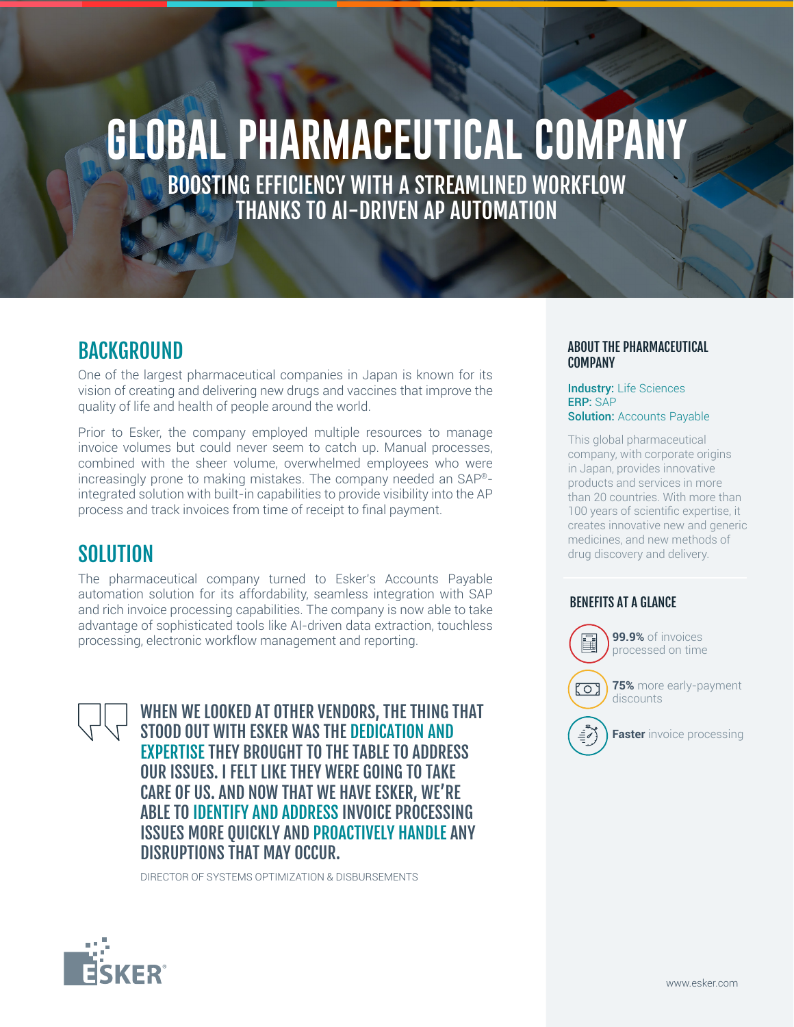# GLOBAL PHARMACEUTICAL COMPANY

## BOOSTING EFFICIENCY WITH A STREAMLINED WORKFLOW THANKS TO AI-DRIVEN AP AUTOMATION

## BACKGROUND

One of the largest pharmaceutical companies in Japan is known for its vision of creating and delivering new drugs and vaccines that improve the quality of life and health of people around the world.

Prior to Esker, the company employed multiple resources to manage invoice volumes but could never seem to catch up. Manual processes, combined with the sheer volume, overwhelmed employees who were increasingly prone to making mistakes. The company needed an SAP®-integrated solution with built-in capabilities to provide visibility into the AP process and track invoices from time of receipt to final payment.

## SOLUTION

The pharmaceutical company turned to Esker's Accounts Payable automation solution for its affordability, seamless integration with SAP and rich invoice processing capabilities. The company is now able to take advantage of sophisticated tools like AI-driven data extraction, touchless processing, electronic workflow management and reporting.

> WHEN WE LOOKED AT OTHER VENDORS, THE THING THAT STOOD OUT WITH ESKER WAS THE DEDICATION AND EXPERTISE THEY BROUGHT TO THE TABLE TO ADDRESS OUR ISSUES. I FELT LIKE THEY WERE GOING TO TAKE CARE OF US. AND NOW THAT WE HAVE ESKER, WE'RE ABLE TO IDENTIFY AND ADDRESS INVOICE PROCESSING ISSUES MORE QUICKLY AND PROACTIVELY HANDLE ANY DISRUPTIONS THAT MAY OCCUR.
>
> DIRECTOR OF SYSTEMS OPTIMIZATION & DISBURSEMENTS

### ABOUT THE PHARMACEUTICAL COMPANY

**Industry:** Life Sciences
**ERP:** SAP
**Solution:** Accounts Payable

This global pharmaceutical company, with corporate origins in Japan, provides innovative products and services in more than 20 countries. With more than 100 years of scientific expertise, it creates innovative new and generic medicines, and new methods of drug discovery and delivery.

### BENEFITS AT A GLANCE

- **99.9%** of invoices processed on time
- **75%** more early-payment discounts
- **Faster** invoice processing

ESKER®

www.esker.com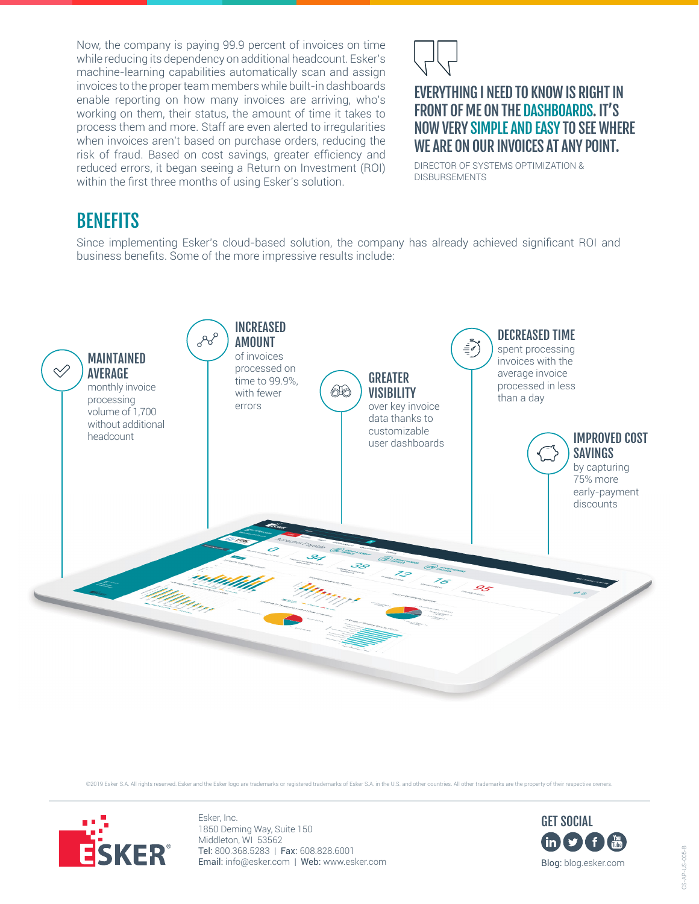Now, the company is paying 99.9 percent of invoices on time while reducing its dependency on additional headcount. Esker's machine-learning capabilities automatically scan and assign invoices to the proper team members while built-in dashboards enable reporting on how many invoices are arriving, who's working on them, their status, the amount of time it takes to process them and more. Staff are even alerted to irregularities when invoices aren't based on purchase orders, reducing the risk of fraud. Based on cost savings, greater efficiency and reduced errors, it began seeing a Return on Investment (ROI) within the first three months of using Esker's solution.

> **EVERYTHING I NEED TO KNOW IS RIGHT IN FRONT OF ME ON THE DASHBOARDS. IT'S NOW VERY SIMPLE AND EASY TO SEE WHERE WE ARE ON OUR INVOICES AT ANY POINT.**
>
> DIRECTOR OF SYSTEMS OPTIMIZATION & DISBURSEMENTS

## BENEFITS

Since implementing Esker's cloud-based solution, the company has already achieved significant ROI and business benefits. Some of the more impressive results include:

- **MAINTAINED AVERAGE** monthly invoice processing volume of 1,700 without additional headcount
- **INCREASED AMOUNT** of invoices processed on time to 99.9%, with fewer errors
- **GREATER VISIBILITY** over key invoice data thanks to customizable user dashboards
- **DECREASED TIME** spent processing invoices with the average invoice processed in less than a day
- **IMPROVED COST SAVINGS** by capturing 75% more early-payment discounts

©2019 Esker S.A. All rights reserved. Esker and the Esker logo are trademarks or registered trademarks of Esker S.A. in the U.S. and other countries. All other trademarks are the property of their respective owners.

Esker, Inc.
1850 Deming Way, Suite 150
Middleton, WI 53562
**Tel:** 800.368.5283 | **Fax:** 608.828.6001
**Email:** info@esker.com | **Web:** www.esker.com

**GET SOCIAL**

**Blog:** blog.esker.com

CS-AP-US-005-B